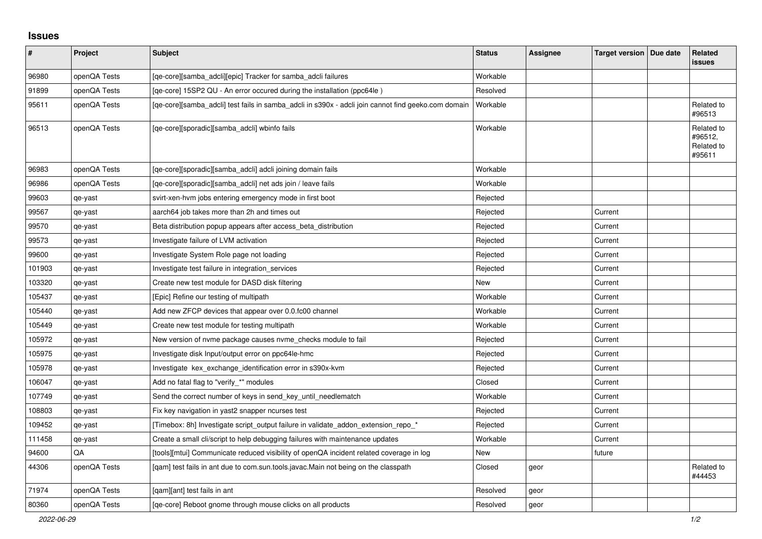## Issues

| # | Project | Subject | Status | Assignee | Target version | Due date | Related issues |
|---|---|---|---|---|---|---|---|
| 96980 | openQA Tests | [qe-core][samba_adcli][epic] Tracker for samba_adcli failures | Workable | | | | |
| 91899 | openQA Tests | [qe-core] 15SP2 QU - An error occured during the installation (ppc64le ) | Resolved | | | | |
| 95611 | openQA Tests | [qe-core][samba_adcli] test fails in samba_adcli in s390x - adcli join cannot find geeko.com domain | Workable | | | | Related to #96513 |
| 96513 | openQA Tests | [qe-core][sporadic][samba_adcli] wbinfo fails | Workable | | | | Related to #96512, Related to #95611 |
| 96983 | openQA Tests | [qe-core][sporadic][samba_adcli] adcli joining domain fails | Workable | | | | |
| 96986 | openQA Tests | [qe-core][sporadic][samba_adcli] net ads join / leave fails | Workable | | | | |
| 99603 | qe-yast | svirt-xen-hvm jobs entering emergency mode in first boot | Rejected | | | | |
| 99567 | qe-yast | aarch64 job takes more than 2h and times out | Rejected | | Current | | |
| 99570 | qe-yast | Beta distribution popup appears after access_beta_distribution | Rejected | | Current | | |
| 99573 | qe-yast | Investigate failure of LVM activation | Rejected | | Current | | |
| 99600 | qe-yast | Investigate System Role page not loading | Rejected | | Current | | |
| 101903 | qe-yast | Investigate test failure in integration_services | Rejected | | Current | | |
| 103320 | qe-yast | Create new test module for DASD disk filtering | New | | Current | | |
| 105437 | qe-yast | [Epic] Refine our testing of multipath | Workable | | Current | | |
| 105440 | qe-yast | Add new ZFCP devices that appear over 0.0.fc00 channel | Workable | | Current | | |
| 105449 | qe-yast | Create new test module for testing multipath | Workable | | Current | | |
| 105972 | qe-yast | New version of nvme package causes nvme_checks module to fail | Rejected | | Current | | |
| 105975 | qe-yast | Investigate disk Input/output error on ppc64le-hmc | Rejected | | Current | | |
| 105978 | qe-yast | Investigate kex_exchange_identification error in s390x-kvm | Rejected | | Current | | |
| 106047 | qe-yast | Add no fatal flag to "verify_*" modules | Closed | | Current | | |
| 107749 | qe-yast | Send the correct number of keys in send_key_until_needlematch | Workable | | Current | | |
| 108803 | qe-yast | Fix key navigation in yast2 snapper ncurses test | Rejected | | Current | | |
| 109452 | qe-yast | [Timebox: 8h] Investigate script_output failure in validate_addon_extension_repo_* | Rejected | | Current | | |
| 111458 | qe-yast | Create a small cli/script to help debugging failures with maintenance updates | Workable | | Current | | |
| 94600 | QA | [tools][mtui] Communicate reduced visibility of openQA incident related coverage in log | New | | future | | |
| 44306 | openQA Tests | [qam] test fails in ant due to com.sun.tools.javac.Main not being on the classpath | Closed | geor | | | Related to #44453 |
| 71974 | openQA Tests | [qam][ant] test fails in ant | Resolved | geor | | | |
| 80360 | openQA Tests | [qe-core] Reboot gnome through mouse clicks on all products | Resolved | geor | | | |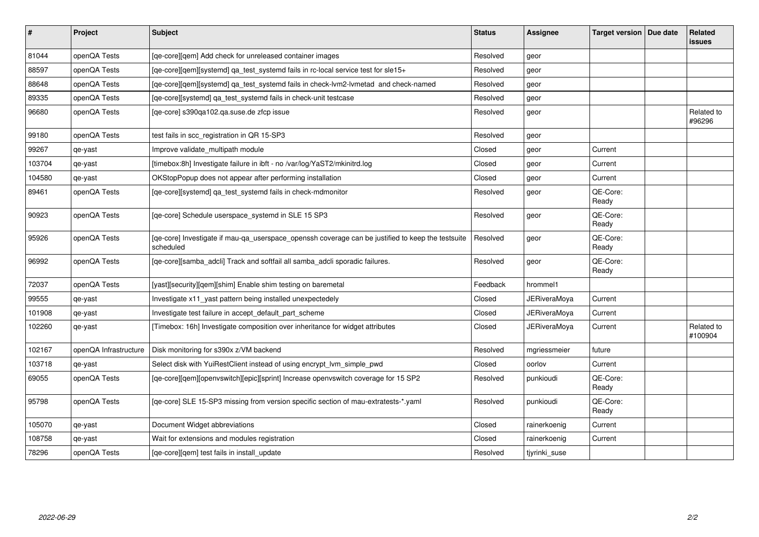| # | Project | Subject | Status | Assignee | Target version | Due date | Related issues |
|---|---|---|---|---|---|---|---|
| 81044 | openQA Tests | [qe-core][qem] Add check for unreleased container images | Resolved | geor | | | |
| 88597 | openQA Tests | [qe-core][qem][systemd] qa_test_systemd fails in rc-local service test for sle15+ | Resolved | geor | | | |
| 88648 | openQA Tests | [qe-core][qem][systemd] qa_test_systemd fails in check-lvm2-lvmetad and check-named | Resolved | geor | | | |
| 89335 | openQA Tests | [qe-core][systemd] qa_test_systemd fails in check-unit testcase | Resolved | geor | | | |
| 96680 | openQA Tests | [qe-core] s390qa102.qa.suse.de zfcp issue | Resolved | geor | | | Related to #96296 |
| 99180 | openQA Tests | test fails in scc_registration in QR 15-SP3 | Resolved | geor | | | |
| 99267 | qe-yast | Improve validate_multipath module | Closed | geor | Current | | |
| 103704 | qe-yast | [timebox:8h] Investigate failure in ibft - no /var/log/YaST2/mkinitrd.log | Closed | geor | Current | | |
| 104580 | qe-yast | OKStopPopup does not appear after performing installation | Closed | geor | Current | | |
| 89461 | openQA Tests | [qe-core][systemd] qa_test_systemd fails in check-mdmonitor | Resolved | geor | QE-Core: Ready | | |
| 90923 | openQA Tests | [qe-core] Schedule userspace_systemd in SLE 15 SP3 | Resolved | geor | QE-Core: Ready | | |
| 95926 | openQA Tests | [qe-core] Investigate if mau-qa_userspace_openssh coverage can be justified to keep the testsuite scheduled | Resolved | geor | QE-Core: Ready | | |
| 96992 | openQA Tests | [qe-core][samba_adcli] Track and softfail all samba_adcli sporadic failures. | Resolved | geor | QE-Core: Ready | | |
| 72037 | openQA Tests | [yast][security][qem][shim] Enable shim testing on baremetal | Feedback | hrommel1 | | | |
| 99555 | qe-yast | Investigate x11_yast pattern being installed unexpectedely | Closed | JERiveraMoya | Current | | |
| 101908 | qe-yast | Investigate test failure in accept_default_part_scheme | Closed | JERiveraMoya | Current | | |
| 102260 | qe-yast | [Timebox: 16h] Investigate composition over inheritance for widget attributes | Closed | JERiveraMoya | Current | | Related to #100904 |
| 102167 | openQA Infrastructure | Disk monitoring for s390x z/VM backend | Resolved | mgriessmeier | future | | |
| 103718 | qe-yast | Select disk with YuiRestClient instead of using encrypt_lvm_simple_pwd | Closed | oorlov | Current | | |
| 69055 | openQA Tests | [qe-core][qem][openvswitch][epic][sprint] Increase openvswitch coverage for 15 SP2 | Resolved | punkioudi | QE-Core: Ready | | |
| 95798 | openQA Tests | [qe-core] SLE 15-SP3 missing from version specific section of mau-extratests-*.yaml | Resolved | punkioudi | QE-Core: Ready | | |
| 105070 | qe-yast | Document Widget abbreviations | Closed | rainerkoenig | Current | | |
| 108758 | qe-yast | Wait for extensions and modules registration | Closed | rainerkoenig | Current | | |
| 78296 | openQA Tests | [qe-core][qem] test fails in install_update | Resolved | tjyrinki_suse | | | |